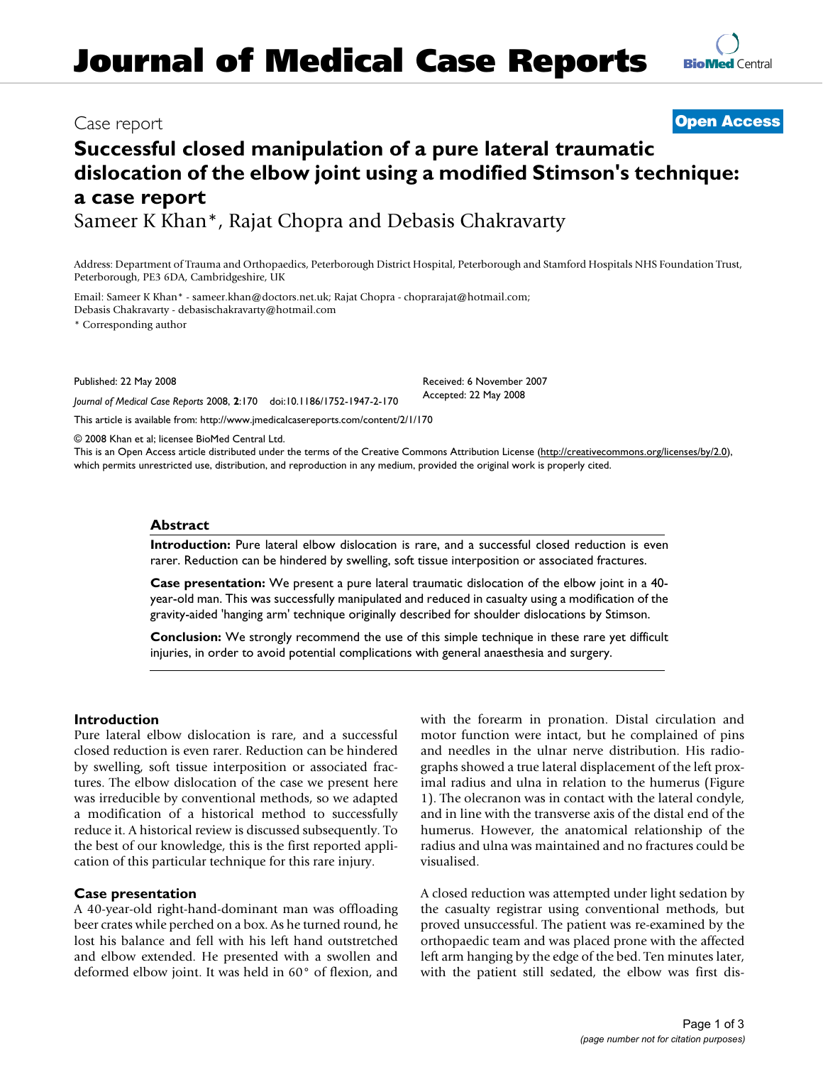# Journal of Medical Case Reports

Case report **Open Access**

# Successful closed manipulation of a pure lateral traumatic dislocation of the elbow joint using a modified Stimson's technique: a case report

Sameer K Khan*, Rajat Chopra and Debasis Chakravarty

Address: Department of Trauma and Orthopaedics, Peterborough District Hospital, Peterborough and Stamford Hospitals NHS Foundation Trust, Peterborough, PE3 6DA, Cambridgeshire, UK

Email: Sameer K Khan* - sameer.khan@doctors.net.uk; Rajat Chopra - choprarajat@hotmail.com; Debasis Chakravarty - debasischakravarty@hotmail.com

* Corresponding author

Published: 22 May 2008

*Journal of Medical Case Reports* 2008, **2**:170 doi:10.1186/1752-1947-2-170

Received: 6 November 2007
Accepted: 22 May 2008

This article is available from: http://www.jmedicalcasereports.com/content/2/1/170

© 2008 Khan et al; licensee BioMed Central Ltd.
This is an Open Access article distributed under the terms of the Creative Commons Attribution License (http://creativecommons.org/licenses/by/2.0), which permits unrestricted use, distribution, and reproduction in any medium, provided the original work is properly cited.

## Abstract

**Introduction:** Pure lateral elbow dislocation is rare, and a successful closed reduction is even rarer. Reduction can be hindered by swelling, soft tissue interposition or associated fractures.

**Case presentation:** We present a pure lateral traumatic dislocation of the elbow joint in a 40-year-old man. This was successfully manipulated and reduced in casualty using a modification of the gravity-aided 'hanging arm' technique originally described for shoulder dislocations by Stimson.

**Conclusion:** We strongly recommend the use of this simple technique in these rare yet difficult injuries, in order to avoid potential complications with general anaesthesia and surgery.

## Introduction

Pure lateral elbow dislocation is rare, and a successful closed reduction is even rarer. Reduction can be hindered by swelling, soft tissue interposition or associated fractures. The elbow dislocation of the case we present here was irreducible by conventional methods, so we adapted a modification of a historical method to successfully reduce it. A historical review is discussed subsequently. To the best of our knowledge, this is the first reported application of this particular technique for this rare injury.

## Case presentation

A 40-year-old right-hand-dominant man was offloading beer crates while perched on a box. As he turned round, he lost his balance and fell with his left hand outstretched and elbow extended. He presented with a swollen and deformed elbow joint. It was held in 60° of flexion, and with the forearm in pronation. Distal circulation and motor function were intact, but he complained of pins and needles in the ulnar nerve distribution. His radiographs showed a true lateral displacement of the left proximal radius and ulna in relation to the humerus (Figure 1). The olecranon was in contact with the lateral condyle, and in line with the transverse axis of the distal end of the humerus. However, the anatomical relationship of the radius and ulna was maintained and no fractures could be visualised.

A closed reduction was attempted under light sedation by the casualty registrar using conventional methods, but proved unsuccessful. The patient was re-examined by the orthopaedic team and was placed prone with the affected left arm hanging by the edge of the bed. Ten minutes later, with the patient still sedated, the elbow was first dis-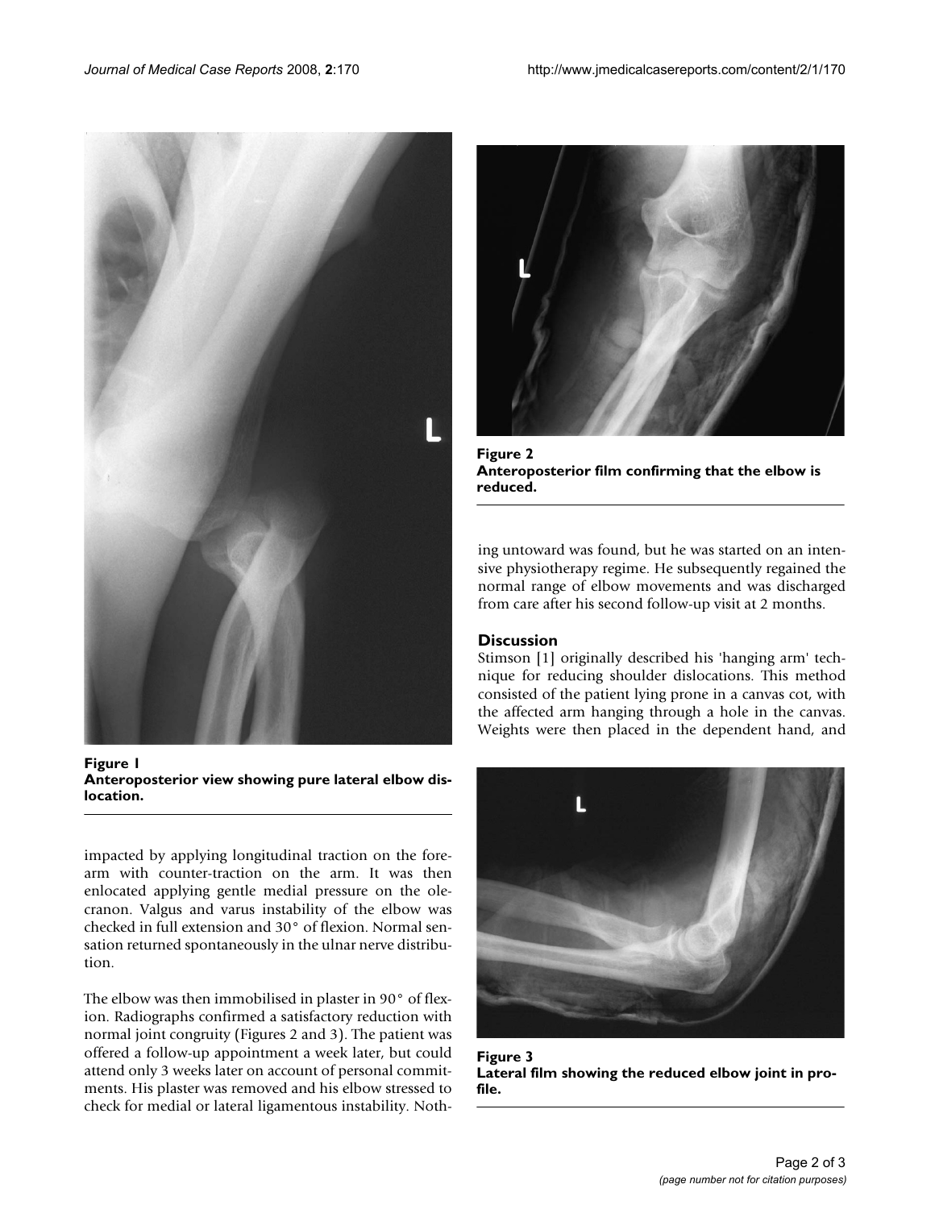Figure 1
**Anteroposterior view showing pure lateral elbow dislocation.**

impacted by applying longitudinal traction on the forearm with counter-traction on the arm. It was then enlocated applying gentle medial pressure on the olecranon. Valgus and varus instability of the elbow was checked in full extension and 30° of flexion. Normal sensation returned spontaneously in the ulnar nerve distribution.

The elbow was then immobilised in plaster in 90° of flexion. Radiographs confirmed a satisfactory reduction with normal joint congruity (Figures 2 and 3). The patient was offered a follow-up appointment a week later, but could attend only 3 weeks later on account of personal commitments. His plaster was removed and his elbow stressed to check for medial or lateral ligamentous instability. Nothing untoward was found, but he was started on an intensive physiotherapy regime. He subsequently regained the normal range of elbow movements and was discharged from care after his second follow-up visit at 2 months.

Figure 2
**Anteroposterior film confirming that the elbow is reduced.**

## Discussion

Stimson [1] originally described his 'hanging arm' technique for reducing shoulder dislocations. This method consisted of the patient lying prone in a canvas cot, with the affected arm hanging through a hole in the canvas. Weights were then placed in the dependent hand, and

Figure 3
**Lateral film showing the reduced elbow joint in profile.**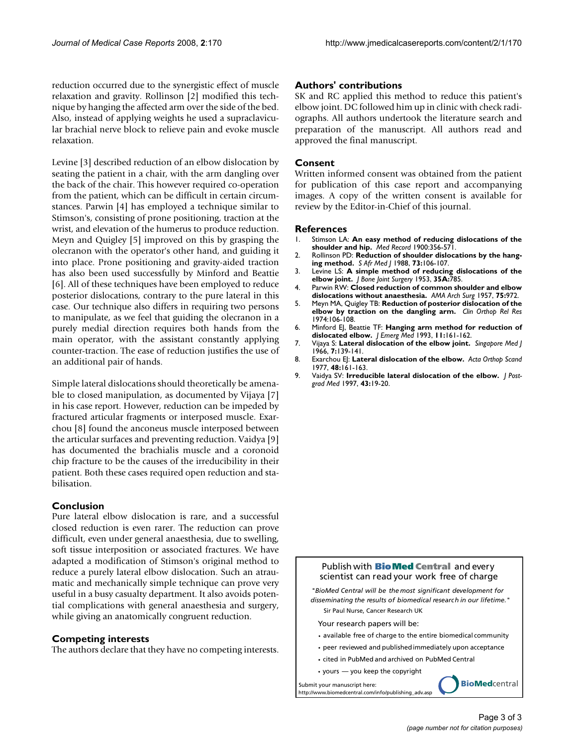reduction occurred due to the synergistic effect of muscle relaxation and gravity. Rollinson [2] modified this technique by hanging the affected arm over the side of the bed. Also, instead of applying weights he used a supraclavicular brachial nerve block to relieve pain and evoke muscle relaxation.

Levine [3] described reduction of an elbow dislocation by seating the patient in a chair, with the arm dangling over the back of the chair. This however required co-operation from the patient, which can be difficult in certain circumstances. Parwin [4] has employed a technique similar to Stimson's, consisting of prone positioning, traction at the wrist, and elevation of the humerus to produce reduction. Meyn and Quigley [5] improved on this by grasping the olecranon with the operator's other hand, and guiding it into place. Prone positioning and gravity-aided traction has also been used successfully by Minford and Beattie [6]. All of these techniques have been employed to reduce posterior dislocations, contrary to the pure lateral in this case. Our technique also differs in requiring two persons to manipulate, as we feel that guiding the olecranon in a purely medial direction requires both hands from the main operator, with the assistant constantly applying counter-traction. The ease of reduction justifies the use of an additional pair of hands.

Simple lateral dislocations should theoretically be amenable to closed manipulation, as documented by Vijaya [7] in his case report. However, reduction can be impeded by fractured articular fragments or interposed muscle. Exarchou [8] found the anconeus muscle interposed between the articular surfaces and preventing reduction. Vaidya [9] has documented the brachialis muscle and a coronoid chip fracture to be the causes of the irreducibility in their patient. Both these cases required open reduction and stabilisation.

## Conclusion

Pure lateral elbow dislocation is rare, and a successful closed reduction is even rarer. The reduction can prove difficult, even under general anaesthesia, due to swelling, soft tissue interposition or associated fractures. We have adapted a modification of Stimson's original method to reduce a purely lateral elbow dislocation. Such an atraumatic and mechanically simple technique can prove very useful in a busy casualty department. It also avoids potential complications with general anaesthesia and surgery, while giving an anatomically congruent reduction.

## Competing interests

The authors declare that they have no competing interests.

## Authors' contributions

SK and RC applied this method to reduce this patient's elbow joint. DC followed him up in clinic with check radiographs. All authors undertook the literature search and preparation of the manuscript. All authors read and approved the final manuscript.

## Consent

Written informed consent was obtained from the patient for publication of this case report and accompanying images. A copy of the written consent is available for review by the Editor-in-Chief of this journal.

## References

1. Stimson LA: **An easy method of reducing dislocations of the shoulder and hip.** *Med Record* 1900:356-571.
2. Rollinson PD: **Reduction of shoulder dislocations by the hanging method.** *S Afr Med J* 1988, **73:**106-107.
3. Levine LS: **A simple method of reducing dislocations of the elbow joint.** *J Bone Joint Surgery* 1953, **35A:**785.
4. Parwin RW: **Closed reduction of common shoulder and elbow dislocations without anaesthesia.** *AMA Arch Surg* 1957, **75:**972.
5. Meyn MA, Quigley TB: **Reduction of posterior dislocation of the elbow by traction on the dangling arm.** *Clin Orthop Rel Res* 1974:106-108.
6. Minford EJ, Beattie TF: **Hanging arm method for reduction of dislocated elbow.** *J Emerg Med* 1993, **11:**161-162.
7. Vijaya S: **Lateral dislocation of the elbow joint.** *Singapore Med J* 1966, **7:**139-141.
8. Exarchou EJ: **Lateral dislocation of the elbow.** *Acta Orthop Scand* 1977, **48:**161-163.
9. Vaidya SV: **Irreducible lateral dislocation of the elbow.** *J Postgrad Med* 1997, **43:**19-20.

Publish with **BioMed Central** and every scientist can read your work free of charge

*"BioMed Central will be the most significant development for disseminating the results of biomedical research in our lifetime."*
Sir Paul Nurse, Cancer Research UK

Your research papers will be:

- available free of charge to the entire biomedical community
- peer reviewed and published immediately upon acceptance
- cited in PubMed and archived on PubMed Central
- yours — you keep the copyright

Submit your manuscript here:
http://www.biomedcentral.com/info/publishing_adv.asp

BioMedcentral